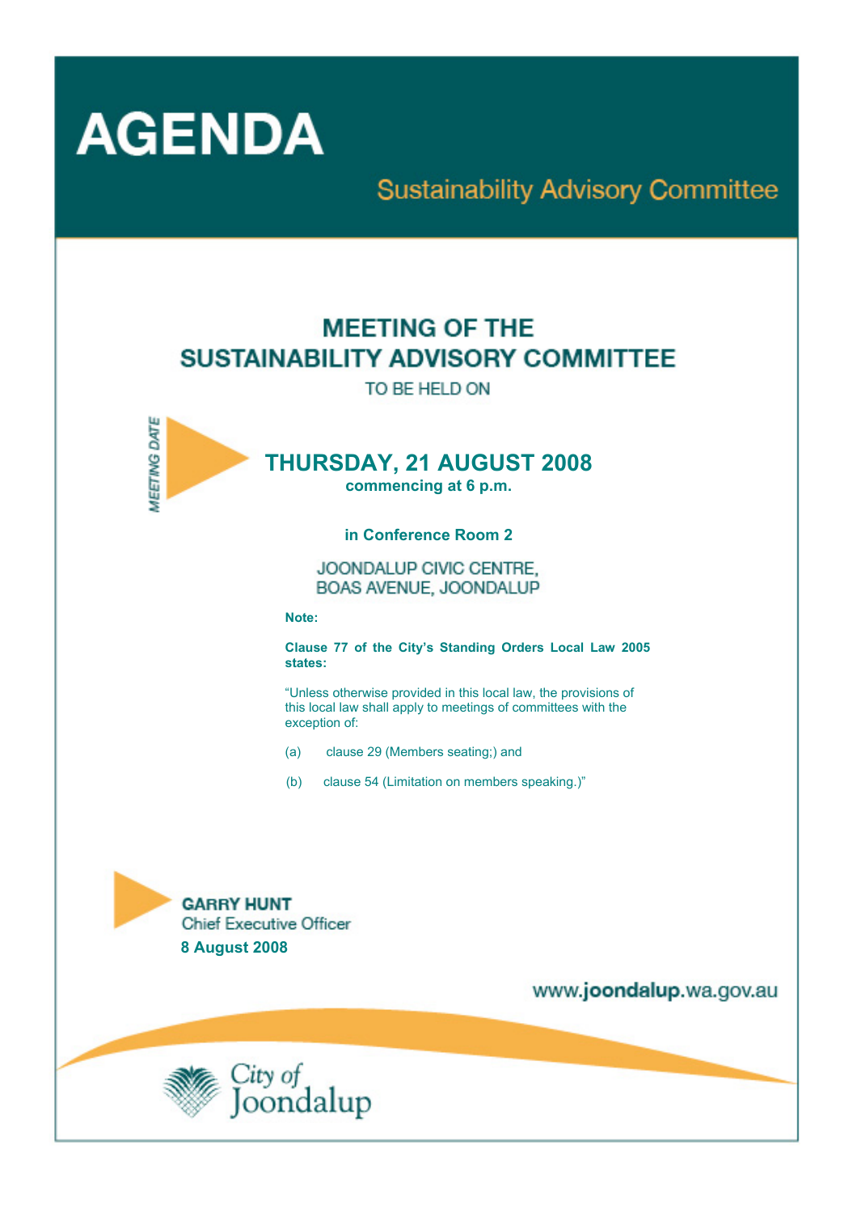# AGENDA

## Sustainability Advisory Committee

## MEETING OF THE SUSTAINABILITY ADVISORY COMMITTEE

TO BE HELD ON

*MEETING DATE*

## THURSDAY, 21 AUGUST 2008

**commencing at 6 p.m.**

**in Conference Room 2**

JOONDALUP CIVIC CENTRE,
BOAS AVENUE, JOONDALUP

**Note:**

**Clause 77 of the City's Standing Orders Local Law 2005 states:**

"Unless otherwise provided in this local law, the provisions of this local law shall apply to meetings of committees with the exception of:

(a) clause 29 (Members seating;) and

(b) clause 54 (Limitation on members speaking.)"

**GARRY HUNT**
Chief Executive Officer
**8 August 2008**

www.**joondalup**.wa.gov.au

City of Joondalup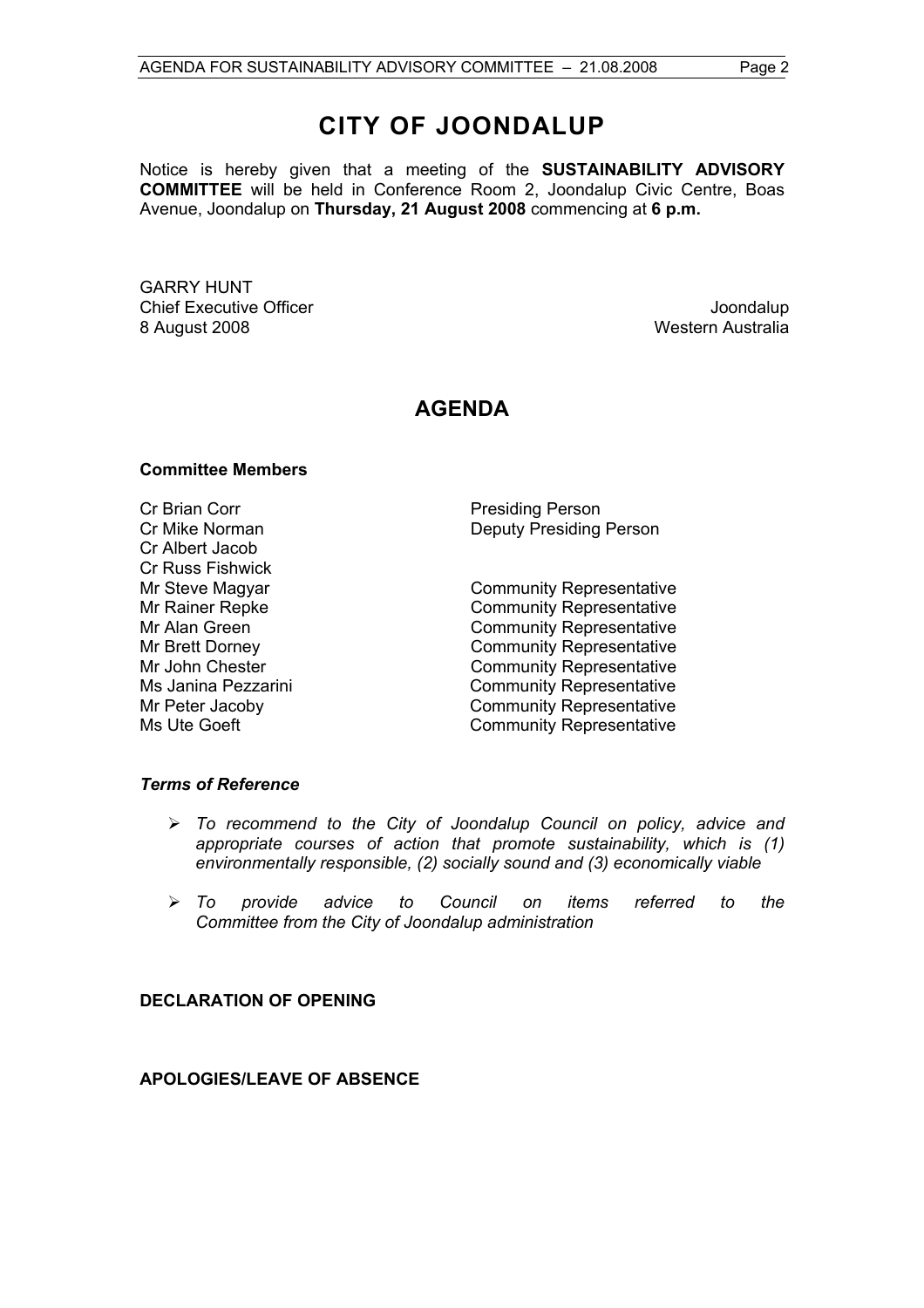# CITY OF JOONDALUP

Notice is hereby given that a meeting of the **SUSTAINABILITY ADVISORY COMMITTEE** will be held in Conference Room 2, Joondalup Civic Centre, Boas Avenue, Joondalup on **Thursday, 21 August 2008** commencing at **6 p.m.**

GARRY HUNT
Chief Executive Officer
8 August 2008

Joondalup
Western Australia

## AGENDA

### Committee Members

| | |
|---|---|
| Cr Brian Corr | Presiding Person |
| Cr Mike Norman | Deputy Presiding Person |
| Cr Albert Jacob | |
| Cr Russ Fishwick | |
| Mr Steve Magyar | Community Representative |
| Mr Rainer Repke | Community Representative |
| Mr Alan Green | Community Representative |
| Mr Brett Dorney | Community Representative |
| Mr John Chester | Community Representative |
| Ms Janina Pezzarini | Community Representative |
| Mr Peter Jacoby | Community Representative |
| Ms Ute Goeft | Community Representative |

### *Terms of Reference*

- *To recommend to the City of Joondalup Council on policy, advice and appropriate courses of action that promote sustainability, which is (1) environmentally responsible, (2) socially sound and (3) economically viable*
- *To provide advice to Council on items referred to the Committee from the City of Joondalup administration*

### DECLARATION OF OPENING

### APOLOGIES/LEAVE OF ABSENCE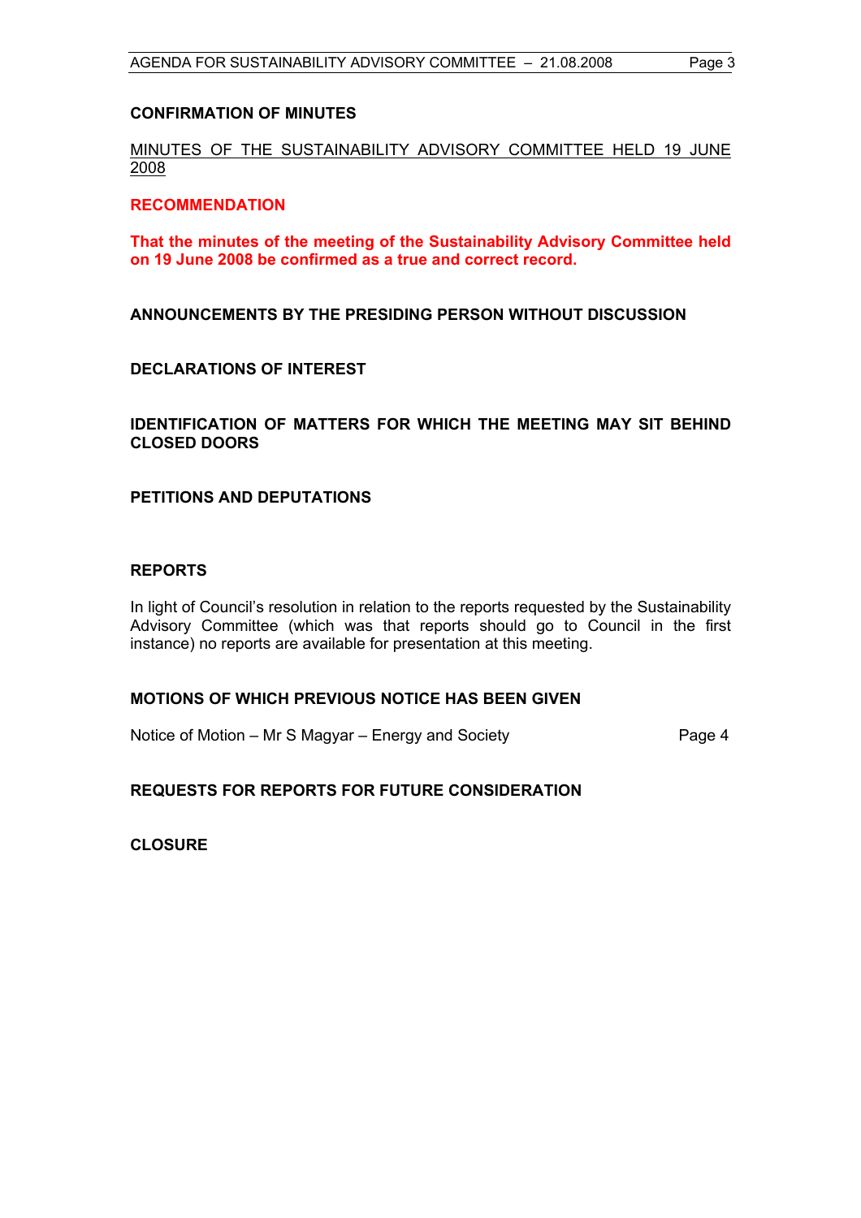## CONFIRMATION OF MINUTES

MINUTES OF THE SUSTAINABILITY ADVISORY COMMITTEE HELD 19 JUNE 2008

**RECOMMENDATION**

**That the minutes of the meeting of the Sustainability Advisory Committee held on 19 June 2008 be confirmed as a true and correct record.**

## ANNOUNCEMENTS BY THE PRESIDING PERSON WITHOUT DISCUSSION

## DECLARATIONS OF INTEREST

## IDENTIFICATION OF MATTERS FOR WHICH THE MEETING MAY SIT BEHIND CLOSED DOORS

## PETITIONS AND DEPUTATIONS

## REPORTS

In light of Council's resolution in relation to the reports requested by the Sustainability Advisory Committee (which was that reports should go to Council in the first instance) no reports are available for presentation at this meeting.

## MOTIONS OF WHICH PREVIOUS NOTICE HAS BEEN GIVEN

Notice of Motion – Mr S Magyar – Energy and Society — Page 4

## REQUESTS FOR REPORTS FOR FUTURE CONSIDERATION

## CLOSURE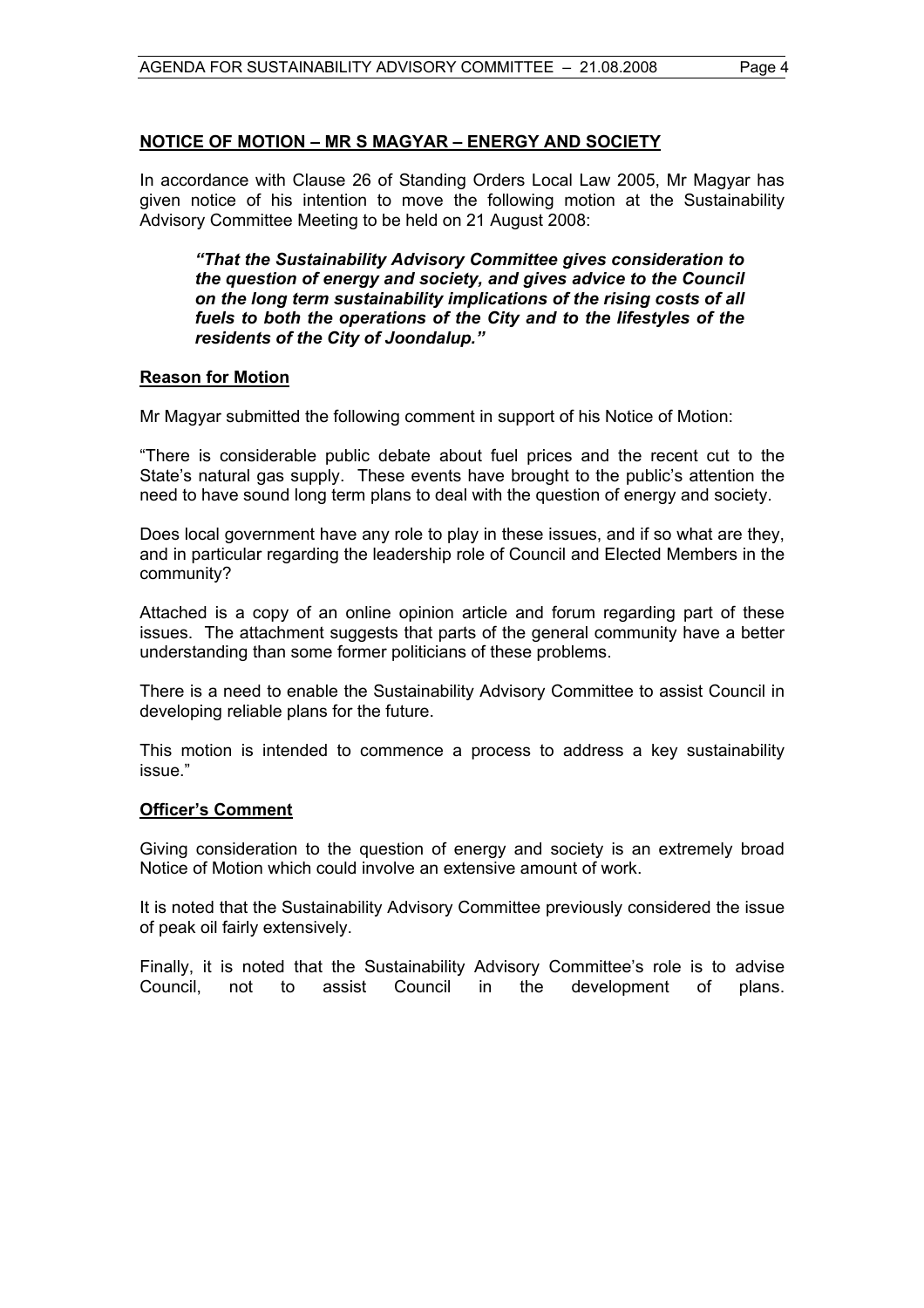## NOTICE OF MOTION – MR S MAGYAR – ENERGY AND SOCIETY

In accordance with Clause 26 of Standing Orders Local Law 2005, Mr Magyar has given notice of his intention to move the following motion at the Sustainability Advisory Committee Meeting to be held on 21 August 2008:

> ***"That the Sustainability Advisory Committee gives consideration to the question of energy and society, and gives advice to the Council on the long term sustainability implications of the rising costs of all fuels to both the operations of the City and to the lifestyles of the residents of the City of Joondalup."***

### Reason for Motion

Mr Magyar submitted the following comment in support of his Notice of Motion:

"There is considerable public debate about fuel prices and the recent cut to the State's natural gas supply. These events have brought to the public's attention the need to have sound long term plans to deal with the question of energy and society.

Does local government have any role to play in these issues, and if so what are they, and in particular regarding the leadership role of Council and Elected Members in the community?

Attached is a copy of an online opinion article and forum regarding part of these issues. The attachment suggests that parts of the general community have a better understanding than some former politicians of these problems.

There is a need to enable the Sustainability Advisory Committee to assist Council in developing reliable plans for the future.

This motion is intended to commence a process to address a key sustainability issue."

### Officer's Comment

Giving consideration to the question of energy and society is an extremely broad Notice of Motion which could involve an extensive amount of work.

It is noted that the Sustainability Advisory Committee previously considered the issue of peak oil fairly extensively.

Finally, it is noted that the Sustainability Advisory Committee's role is to advise Council, not to assist Council in the development of plans.